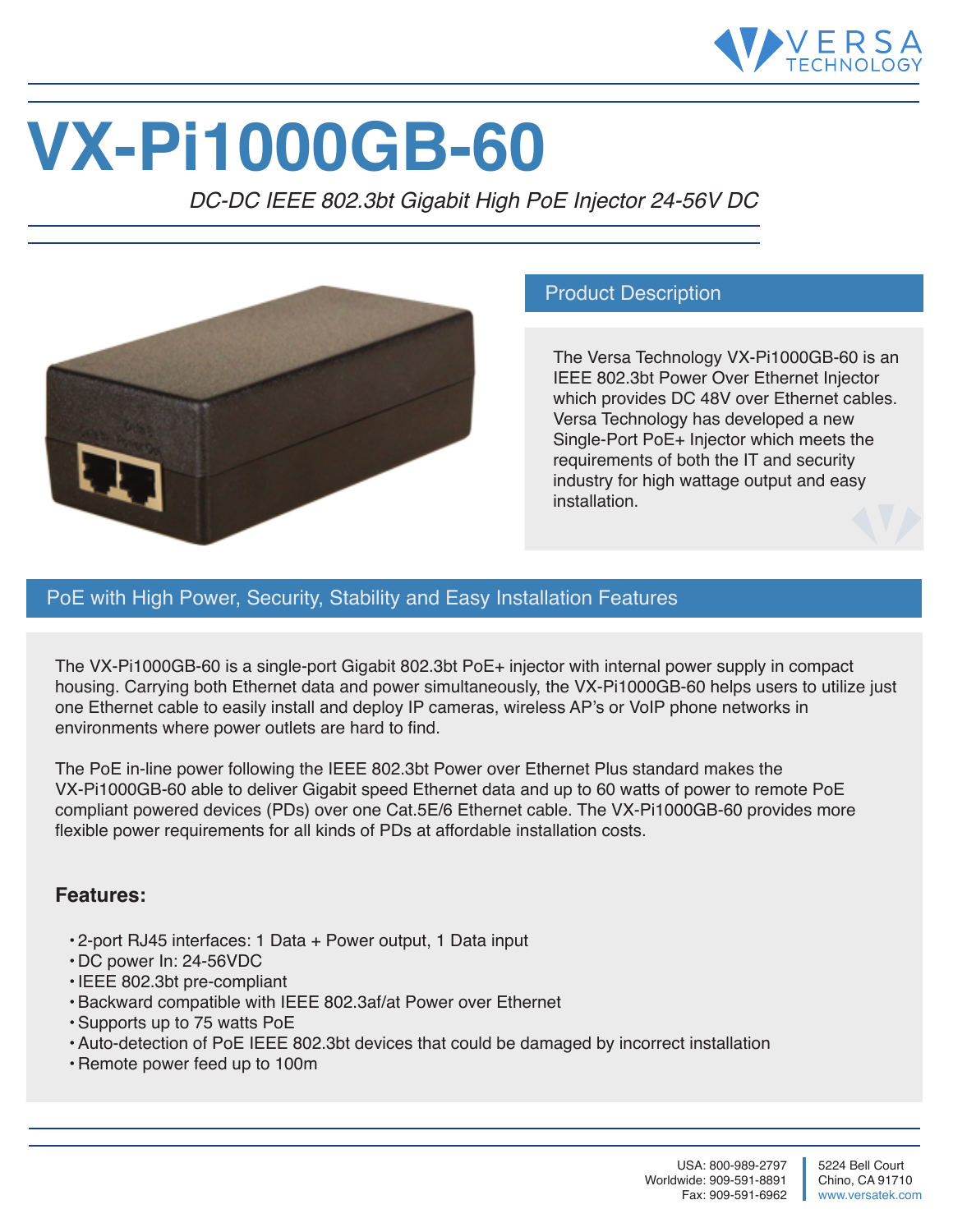# VX-Pi1000GB-60

*DC-DC IEEE 802.3bt Gigabit High PoE Injector 24-56V DC*

## Product Description

The Versa Technology VX-Pi1000GB-60 is an IEEE 802.3bt Power Over Ethernet Injector which provides DC 48V over Ethernet cables. Versa Technology has developed a new Single-Port PoE+ Injector which meets the requirements of both the IT and security industry for high wattage output and easy installation.

## PoE with High Power, Security, Stability and Easy Installation Features

The VX-Pi1000GB-60 is a single-port Gigabit 802.3bt PoE+ injector with internal power supply in compact housing. Carrying both Ethernet data and power simultaneously, the VX-Pi1000GB-60 helps users to utilize just one Ethernet cable to easily install and deploy IP cameras, wireless AP's or VoIP phone networks in environments where power outlets are hard to find.

The PoE in-line power following the IEEE 802.3bt Power over Ethernet Plus standard makes the VX-Pi1000GB-60 able to deliver Gigabit speed Ethernet data and up to 60 watts of power to remote PoE compliant powered devices (PDs) over one Cat.5E/6 Ethernet cable. The VX-Pi1000GB-60 provides more flexible power requirements for all kinds of PDs at affordable installation costs.

### Features:

- 2-port RJ45 interfaces: 1 Data + Power output, 1 Data input
- DC power In: 24-56VDC
- IEEE 802.3bt pre-compliant
- Backward compatible with IEEE 802.3af/at Power over Ethernet
- Supports up to 75 watts PoE
- Auto-detection of PoE IEEE 802.3bt devices that could be damaged by incorrect installation
- Remote power feed up to 100m

USA: 800-989-2797
Worldwide: 909-591-8891
Fax: 909-591-6962

5224 Bell Court
Chino, CA 91710
www.versatek.com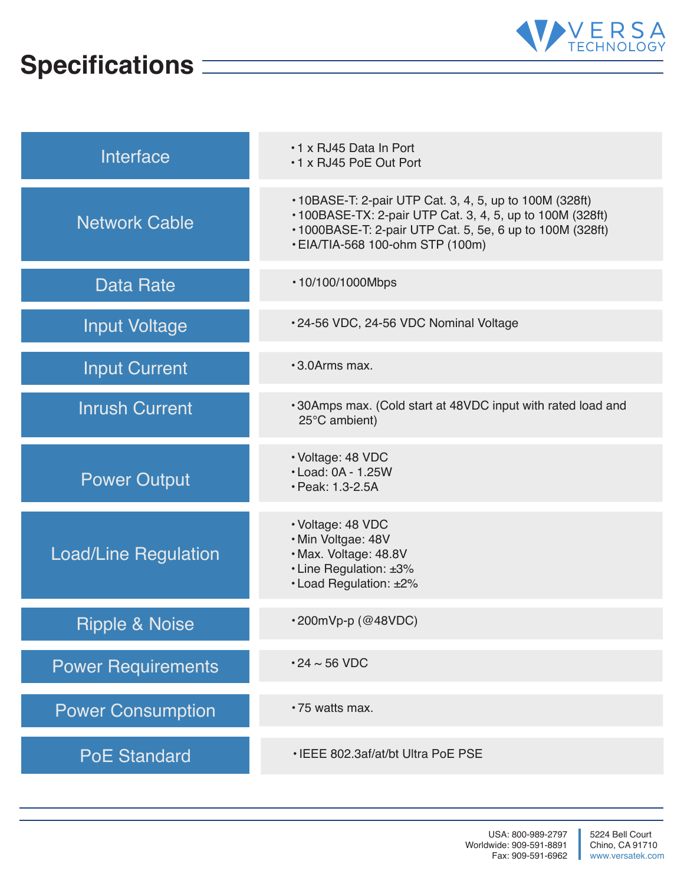# Specifications

| | |
|---|---|
| Interface | • 1 x RJ45 Data In Port<br>• 1 x RJ45 PoE Out Port |
| Network Cable | • 10BASE-T: 2-pair UTP Cat. 3, 4, 5, up to 100M (328ft)<br>• 100BASE-TX: 2-pair UTP Cat. 3, 4, 5, up to 100M (328ft)<br>• 1000BASE-T: 2-pair UTP Cat. 5, 5e, 6 up to 100M (328ft)<br>• EIA/TIA-568 100-ohm STP (100m) |
| Data Rate | • 10/100/1000Mbps |
| Input Voltage | • 24-56 VDC, 24-56 VDC Nominal Voltage |
| Input Current | • 3.0Arms max. |
| Inrush Current | • 30Amps max. (Cold start at 48VDC input with rated load and 25°C ambient) |
| Power Output | • Voltage: 48 VDC<br>• Load: 0A - 1.25W<br>• Peak: 1.3-2.5A |
| Load/Line Regulation | • Voltage: 48 VDC<br>• Min Voltgae: 48V<br>• Max. Voltage: 48.8V<br>• Line Regulation: ±3%<br>• Load Regulation: ±2% |
| Ripple & Noise | • 200mVp-p (@48VDC) |
| Power Requirements | • 24 ~ 56 VDC |
| Power Consumption | • 75 watts max. |
| PoE Standard | • IEEE 802.3af/at/bt Ultra PoE PSE |

USA: 800-989-2797
Worldwide: 909-591-8891
Fax: 909-591-6962

5224 Bell Court
Chino, CA 91710
www.versatek.com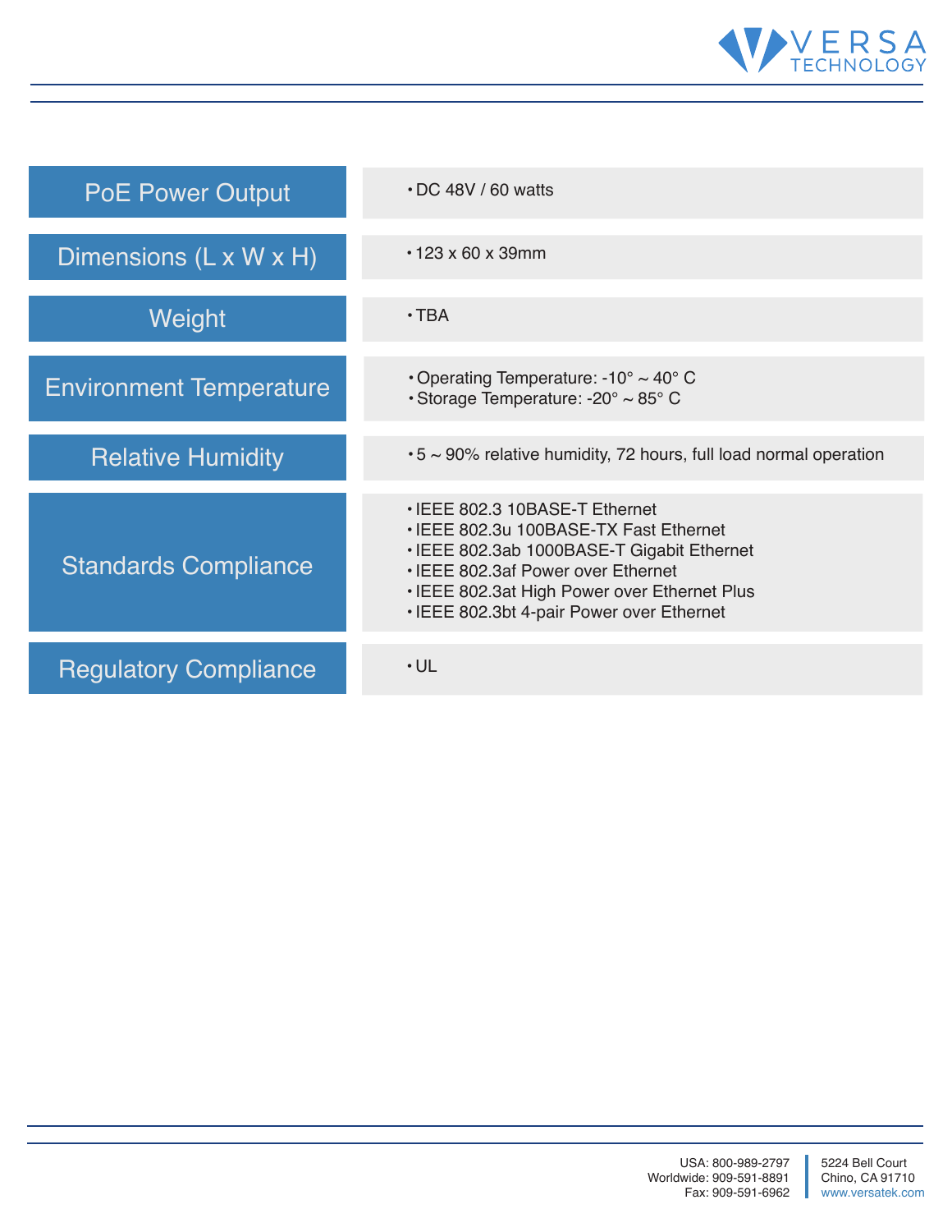| Specification | Details |
|---|---|
| PoE Power Output | • DC 48V / 60 watts |
| Dimensions (L x W x H) | • 123 x 60 x 39mm |
| Weight | • TBA |
| Environment Temperature | • Operating Temperature: -10° ~ 40° C<br>• Storage Temperature: -20° ~ 85° C |
| Relative Humidity | • 5 ~ 90% relative humidity, 72 hours, full load normal operation |
| Standards Compliance | • IEEE 802.3 10BASE-T Ethernet<br>• IEEE 802.3u 100BASE-TX Fast Ethernet<br>• IEEE 802.3ab 1000BASE-T Gigabit Ethernet<br>• IEEE 802.3af Power over Ethernet<br>• IEEE 802.3at High Power over Ethernet Plus<br>• IEEE 802.3bt 4-pair Power over Ethernet |
| Regulatory Compliance | • UL |

USA: 800-989-2797
Worldwide: 909-591-8891
Fax: 909-591-6962

5224 Bell Court
Chino, CA 91710
www.versatek.com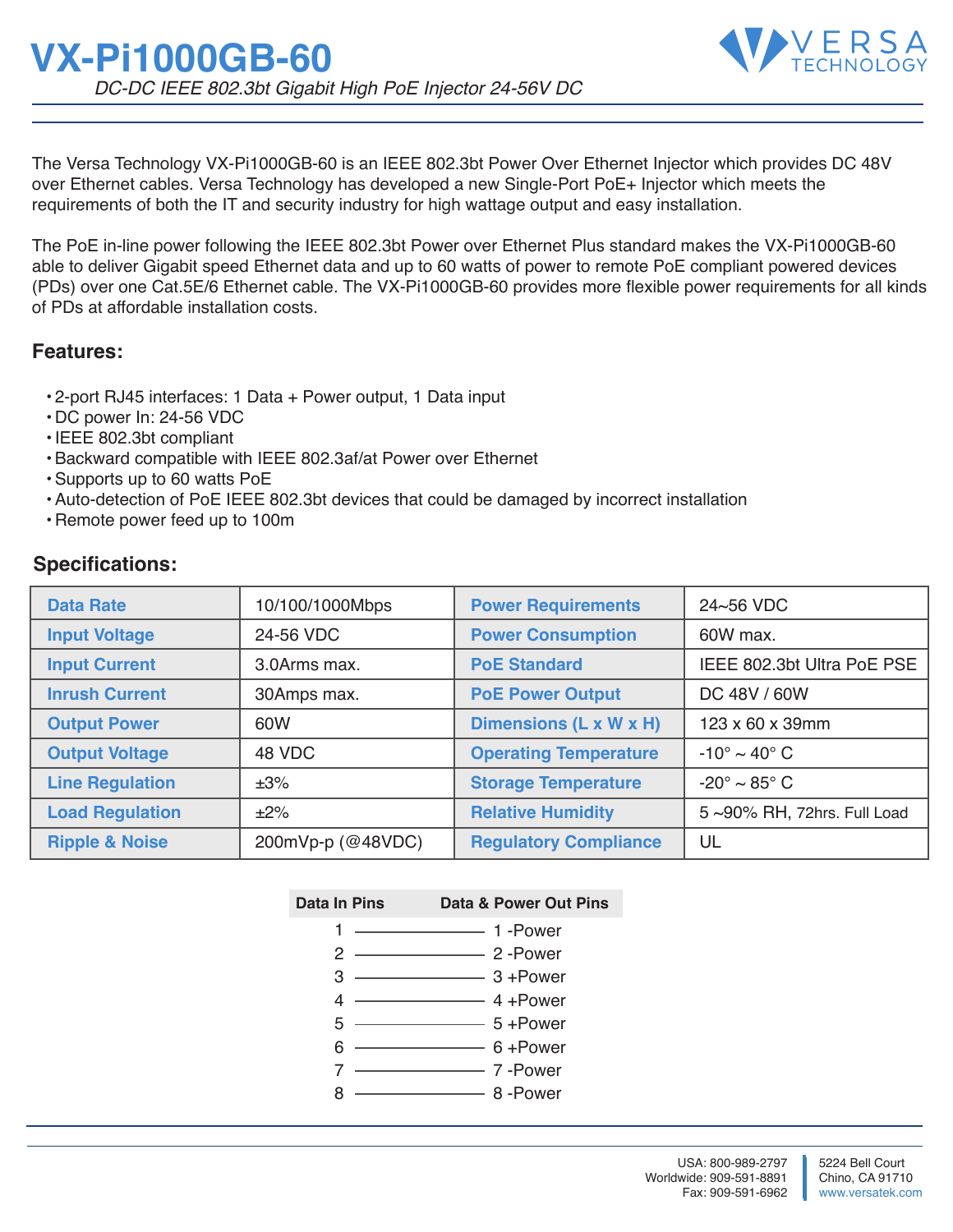# VX-Pi1000GB-60

*DC-DC IEEE 802.3bt Gigabit High PoE Injector 24-56V DC*

VERSA TECHNOLOGY

The Versa Technology VX-Pi1000GB-60 is an IEEE 802.3bt Power Over Ethernet Injector which provides DC 48V over Ethernet cables. Versa Technology has developed a new Single-Port PoE+ Injector which meets the requirements of both the IT and security industry for high wattage output and easy installation.

The PoE in-line power following the IEEE 802.3bt Power over Ethernet Plus standard makes the VX-Pi1000GB-60 able to deliver Gigabit speed Ethernet data and up to 60 watts of power to remote PoE compliant powered devices (PDs) over one Cat.5E/6 Ethernet cable. The VX-Pi1000GB-60 provides more flexible power requirements for all kinds of PDs at affordable installation costs.

## Features:

- 2-port RJ45 interfaces: 1 Data + Power output, 1 Data input
- DC power In: 24-56 VDC
- IEEE 802.3bt compliant
- Backward compatible with IEEE 802.3af/at Power over Ethernet
- Supports up to 60 watts PoE
- Auto-detection of PoE IEEE 802.3bt devices that could be damaged by incorrect installation
- Remote power feed up to 100m

## Specifications:

| | | | |
|---|---|---|---|
| **Data Rate** | 10/100/1000Mbps | **Power Requirements** | 24~56 VDC |
| **Input Voltage** | 24-56 VDC | **Power Consumption** | 60W max. |
| **Input Current** | 3.0Arms max. | **PoE Standard** | IEEE 802.3bt Ultra PoE PSE |
| **Inrush Current** | 30Amps max. | **PoE Power Output** | DC 48V / 60W |
| **Output Power** | 60W | **Dimensions (L x W x H)** | 123 x 60 x 39mm |
| **Output Voltage** | 48 VDC | **Operating Temperature** | -10° ~ 40° C |
| **Line Regulation** | ±3% | **Storage Temperature** | -20° ~ 85° C |
| **Load Regulation** | ±2% | **Relative Humidity** | 5 ~90% RH, 72hrs. Full Load |
| **Ripple & Noise** | 200mVp-p (@48VDC) | **Regulatory Compliance** | UL |

| Data In Pins | Data & Power Out Pins |
|---|---|
| 1 | 1 -Power |
| 2 | 2 -Power |
| 3 | 3 +Power |
| 4 | 4 +Power |
| 5 | 5 +Power |
| 6 | 6 +Power |
| 7 | 7 -Power |
| 8 | 8 -Power |

USA: 800-989-2797
Worldwide: 909-591-8891
Fax: 909-591-6962

5224 Bell Court
Chino, CA 91710
www.versatek.com